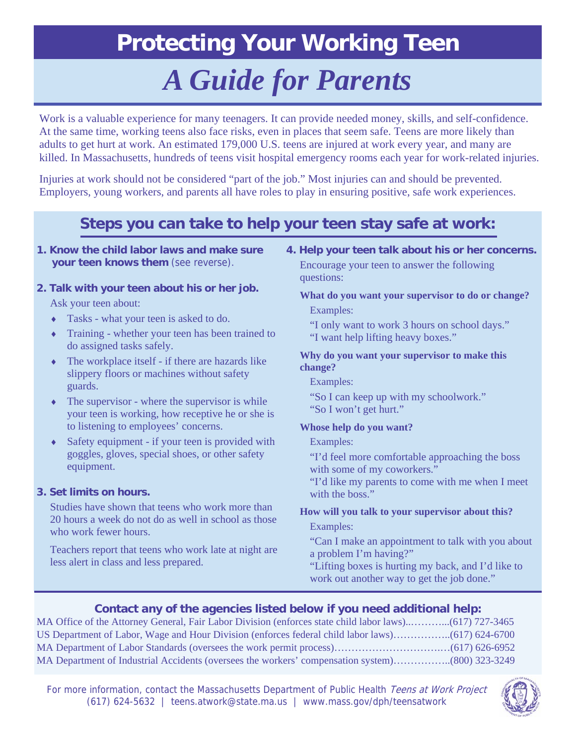# Protecting Your Working Teen

## *A Guide for Parents*

Work is a valuable experience for many teenagers. It can provide needed money, skills, and self-confidence. At the same time, working teens also face risks, even in places that seem safe. Teens are more likely than adults to get hurt at work. An estimated 179,000 U.S. teens are injured at work every year, and many are killed. In Massachusetts, hundreds of teens visit hospital emergency rooms each year for work-related injuries.

Injuries at work should not be considered "part of the job." Most injuries can and should be prevented. Employers, young workers, and parents all have roles to play in ensuring positive, safe work experiences.

## Steps you can take to help your teen stay safe at work:

**1. Know the child labor laws and make sure your teen knows them** (see reverse).

**2. Talk with your teen about his or her job.**

Ask your teen about:

- Tasks - what your teen is asked to do.
- Training - whether your teen has been trained to do assigned tasks safely.
- The workplace itself - if there are hazards like slippery floors or machines without safety guards.
- The supervisor - where the supervisor is while your teen is working, how receptive he or she is to listening to employees' concerns.
- Safety equipment - if your teen is provided with goggles, gloves, special shoes, or other safety equipment.

**3. Set limits on hours.**

Studies have shown that teens who work more than 20 hours a week do not do as well in school as those who work fewer hours.

Teachers report that teens who work late at night are less alert in class and less prepared.

**4. Help your teen talk about his or her concerns.**

Encourage your teen to answer the following questions:

**What do you want your supervisor to do or change?**

Examples:

"I only want to work 3 hours on school days."
"I want help lifting heavy boxes."

**Why do you want your supervisor to make this change?**

Examples:

"So I can keep up with my schoolwork."
"So I won't get hurt."

**Whose help do you want?**

Examples:

"I'd feel more comfortable approaching the boss with some of my coworkers."
"I'd like my parents to come with me when I meet with the boss."

**How will you talk to your supervisor about this?**

Examples:

"Can I make an appointment to talk with you about a problem I'm having?"
"Lifting boxes is hurting my back, and I'd like to work out another way to get the job done."

### Contact any of the agencies listed below if you need additional help:

MA Office of the Attorney General, Fair Labor Division (enforces state child labor laws)..………...(617) 727-3465
US Department of Labor, Wage and Hour Division (enforces federal child labor laws)……………..(617) 624-6700
MA Department of Labor Standards (oversees the work permit process)………………………….…(617) 626-6952
MA Department of Industrial Accidents (oversees the workers' compensation system)……………..(800) 323-3249

For more information, contact the Massachusetts Department of Public Health *Teens at Work Project*
(617) 624-5632 | teens.atwork@state.ma.us | www.mass.gov/dph/teensatwork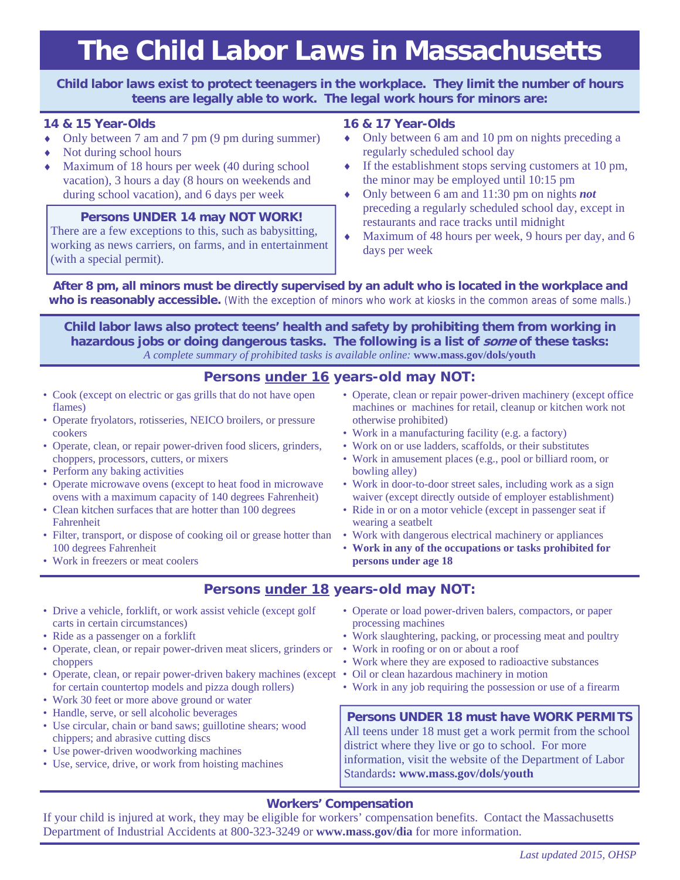# The Child Labor Laws in Massachusetts

**Child labor laws exist to protect teenagers in the workplace. They limit the number of hours teens are legally able to work. The legal work hours for minors are:**

### 14 & 15 Year-Olds

- Only between 7 am and 7 pm (9 pm during summer)
- Not during school hours
- Maximum of 18 hours per week (40 during school vacation), 3 hours a day (8 hours on weekends and during school vacation), and 6 days per week

**Persons UNDER 14 may NOT WORK!**
There are a few exceptions to this, such as babysitting, working as news carriers, on farms, and in entertainment (with a special permit).

### 16 & 17 Year-Olds

- Only between 6 am and 10 pm on nights preceding a regularly scheduled school day
- If the establishment stops serving customers at 10 pm, the minor may be employed until 10:15 pm
- Only between 6 am and 11:30 pm on nights ***not*** preceding a regularly scheduled school day, except in restaurants and race tracks until midnight
- Maximum of 48 hours per week, 9 hours per day, and 6 days per week

**After 8 pm, all minors must be directly supervised by an adult who is located in the workplace and who is reasonably accessible.** (With the exception of minors who work at kiosks in the common areas of some malls.)

**Child labor laws also protect teens' health and safety by prohibiting them from working in hazardous jobs or doing dangerous tasks. The following is a list of *some* of these tasks:**
*A complete summary of prohibited tasks is available online:* **www.mass.gov/dols/youth**

## Persons under 16 years-old may NOT:

- Cook (except on electric or gas grills that do not have open flames)
- Operate fryolators, rotisseries, NEICO broilers, or pressure cookers
- Operate, clean, or repair power-driven food slicers, grinders, choppers, processors, cutters, or mixers
- Perform any baking activities
- Operate microwave ovens (except to heat food in microwave ovens with a maximum capacity of 140 degrees Fahrenheit)
- Clean kitchen surfaces that are hotter than 100 degrees Fahrenheit
- Filter, transport, or dispose of cooking oil or grease hotter than 100 degrees Fahrenheit
- Work in freezers or meat coolers
- Operate, clean or repair power-driven machinery (except office machines or machines for retail, cleanup or kitchen work not otherwise prohibited)
- Work in a manufacturing facility (e.g. a factory)
- Work on or use ladders, scaffolds, or their substitutes
- Work in amusement places (e.g., pool or billiard room, or bowling alley)
- Work in door-to-door street sales, including work as a sign waiver (except directly outside of employer establishment)
- Ride in or on a motor vehicle (except in passenger seat if wearing a seatbelt
- Work with dangerous electrical machinery or appliances
- **Work in any of the occupations or tasks prohibited for persons under age 18**

## Persons under 18 years-old may NOT:

- Drive a vehicle, forklift, or work assist vehicle (except golf carts in certain circumstances)
- Ride as a passenger on a forklift
- Operate, clean, or repair power-driven meat slicers, grinders or choppers
- Operate, clean, or repair power-driven bakery machines (except for certain countertop models and pizza dough rollers)
- Work 30 feet or more above ground or water
- Handle, serve, or sell alcoholic beverages
- Use circular, chain or band saws; guillotine shears; wood chippers; and abrasive cutting discs
- Use power-driven woodworking machines
- Use, service, drive, or work from hoisting machines
- Operate or load power-driven balers, compactors, or paper processing machines
- Work slaughtering, packing, or processing meat and poultry
- Work in roofing or on or about a roof
- Work where they are exposed to radioactive substances
- Oil or clean hazardous machinery in motion
- Work in any job requiring the possession or use of a firearm

**Persons UNDER 18 must have WORK PERMITS**
All teens under 18 must get a work permit from the school district where they live or go to school. For more information, visit the website of the Department of Labor Standards**: www.mass.gov/dols/youth**

### Workers' Compensation

If your child is injured at work, they may be eligible for workers' compensation benefits. Contact the Massachusetts Department of Industrial Accidents at 800-323-3249 or **www.mass.gov/dia** for more information.

*Last updated 2015, OHSP*